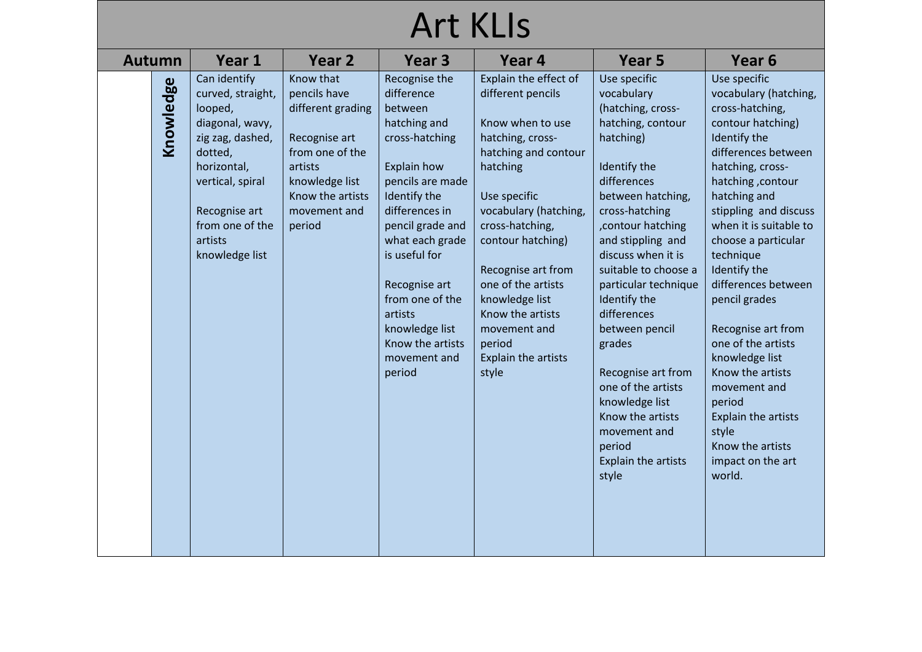# Art KLIs

| Autumn | | Year 1 | Year 2 | Year 3 | Year 4 | Year 5 | Year 6 |
|---|---|---|---|---|---|---|---|
| | Knowledge | Can identify curved, straight, looped, diagonal, wavy, zig zag, dashed, dotted, horizontal, vertical, spiral<br><br>Recognise art from one of the artists knowledge list | Know that pencils have different grading<br><br>Recognise art from one of the artists knowledge list<br>Know the artists movement and period | Recognise the difference between hatching and cross-hatching<br><br>Explain how pencils are made<br>Identify the differences in pencil grade and what each grade is useful for<br><br>Recognise art from one of the artists knowledge list<br>Know the artists movement and period | Explain the effect of different pencils<br><br>Know when to use hatching, cross-hatching and contour hatching<br><br>Use specific vocabulary (hatching, cross-hatching, contour hatching)<br><br>Recognise art from one of the artists knowledge list<br>Know the artists movement and period<br>Explain the artists style | Use specific vocabulary (hatching, cross-hatching, contour hatching)<br><br>Identify the differences between hatching, cross-hatching ,contour hatching and stippling and discuss when it is suitable to choose a particular technique<br>Identify the differences between pencil grades<br><br>Recognise art from one of the artists knowledge list<br>Know the artists movement and period<br>Explain the artists style | Use specific vocabulary (hatching, cross-hatching, contour hatching)<br>Identify the differences between hatching, cross-hatching ,contour hatching and stippling and discuss when it is suitable to choose a particular technique<br>Identify the differences between pencil grades<br><br>Recognise art from one of the artists knowledge list<br>Know the artists movement and period<br>Explain the artists style<br>Know the artists impact on the art world. |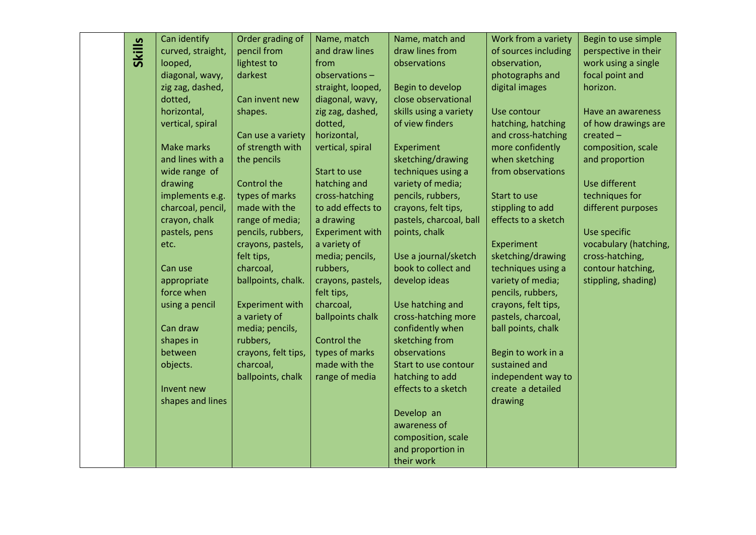| | | | | | | | |
|---|---|---|---|---|---|---|---|
| | **Skills** | Can identify curved, straight, looped, diagonal, wavy, zig zag, dashed, dotted, horizontal, vertical, spiral<br><br>Make marks and lines with a wide range of drawing implements e.g. charcoal, pencil, crayon, chalk pastels, pens etc.<br><br>Can use appropriate force when using a pencil<br><br>Can draw shapes in between objects.<br><br>Invent new shapes and lines | Order grading of pencil from lightest to darkest<br><br>Can invent new shapes.<br><br>Can use a variety of strength with the pencils<br><br>Control the types of marks made with the range of media; pencils, rubbers, crayons, pastels, felt tips, charcoal, ballpoints, chalk.<br><br>Experiment with a variety of media; pencils, rubbers, crayons, felt tips, charcoal, ballpoints, chalk | Name, match and draw lines from observations – straight, looped, diagonal, wavy, zig zag, dashed, dotted, horizontal, vertical, spiral<br><br>Start to use hatching and cross-hatching to add effects to a drawing<br>Experiment with a variety of media; pencils, rubbers, crayons, pastels, felt tips, charcoal, ballpoints chalk<br><br>Control the types of marks made with the range of media | Name, match and draw lines from observations<br><br>Begin to develop close observational skills using a variety of view finders<br><br>Experiment sketching/drawing techniques using a variety of media; pencils, rubbers, crayons, felt tips, pastels, charcoal, ball points, chalk<br><br>Use a journal/sketch book to collect and develop ideas<br><br>Use hatching and cross-hatching more confidently when sketching from observations<br>Start to use contour hatching to add effects to a sketch<br><br>Develop an awareness of composition, scale and proportion in their work | Work from a variety of sources including observation, photographs and digital images<br><br>Use contour hatching, hatching and cross-hatching more confidently when sketching from observations<br><br>Start to use stippling to add effects to a sketch<br><br>Experiment sketching/drawing techniques using a variety of media; pencils, rubbers, crayons, felt tips, pastels, charcoal, ball points, chalk<br><br>Begin to work in a sustained and independent way to create a detailed drawing | Begin to use simple perspective in their work using a single focal point and horizon.<br><br>Have an awareness of how drawings are created – composition, scale and proportion<br><br>Use different techniques for different purposes<br><br>Use specific vocabulary (hatching, cross-hatching, contour hatching, stippling, shading) |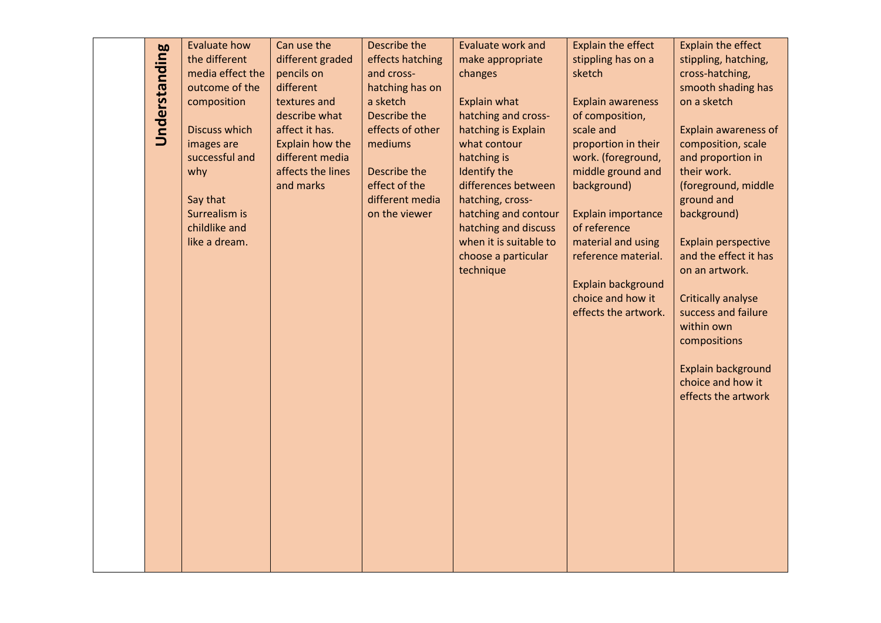|  | **Understanding** | Evaluate how the different media effect the outcome of the composition<br><br>Discuss which images are successful and why<br><br>Say that Surrealism is childlike and like a dream. | Can use the different graded pencils on different textures and describe what affect it has.<br>Explain how the different media affects the lines and marks | Describe the effects hatching and cross-hatching has on a sketch<br>Describe the effects of other mediums<br><br>Describe the effect of the different media on the viewer | Evaluate work and make appropriate changes<br><br>Explain what hatching and cross-hatching is Explain what contour hatching is<br>Identify the differences between hatching, cross-hatching and contour hatching and discuss when it is suitable to choose a particular technique | Explain the effect stippling has on a sketch<br><br>Explain awareness of composition, scale and proportion in their work. (foreground, middle ground and background)<br><br>Explain importance of reference material and using reference material.<br><br>Explain background choice and how it effects the artwork. | Explain the effect stippling, hatching, cross-hatching, smooth shading has on a sketch<br><br>Explain awareness of composition, scale and proportion in their work. (foreground, middle ground and background)<br><br>Explain perspective and the effect it has on an artwork.<br><br>Critically analyse success and failure within own compositions<br><br>Explain background choice and how it effects the artwork |
|---|---|---|---|---|---|---|---|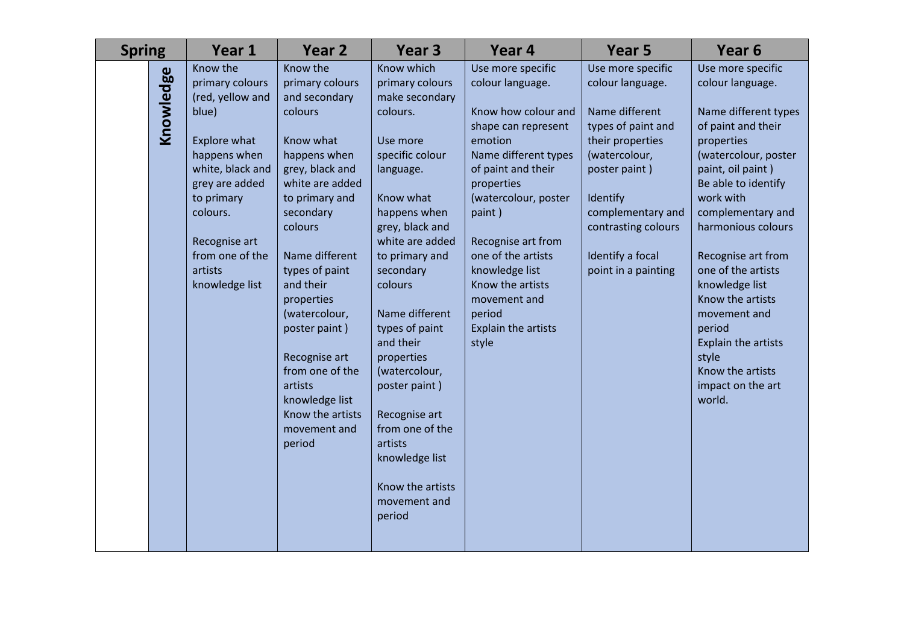| Spring | | Year 1 | Year 2 | Year 3 | Year 4 | Year 5 | Year 6 |
|---|---|---|---|---|---|---|---|
| | Knowledge | Know the primary colours (red, yellow and blue)<br><br>Explore what happens when white, black and grey are added to primary colours.<br><br>Recognise art from one of the artists knowledge list | Know the primary colours and secondary colours<br><br>Know what happens when grey, black and white are added to primary and secondary colours<br><br>Name different types of paint and their properties (watercolour, poster paint )<br><br>Recognise art from one of the artists knowledge list<br>Know the artists movement and period | Know which primary colours make secondary colours.<br><br>Use more specific colour language.<br><br>Know what happens when grey, black and white are added to primary and secondary colours<br><br>Name different types of paint and their properties (watercolour, poster paint )<br><br>Recognise art from one of the artists knowledge list<br><br>Know the artists movement and period | Use more specific colour language.<br><br>Know how colour and shape can represent emotion<br>Name different types of paint and their properties (watercolour, poster paint )<br><br>Recognise art from one of the artists knowledge list<br>Know the artists movement and period<br>Explain the artists style | Use more specific colour language.<br><br>Name different types of paint and their properties (watercolour, poster paint )<br><br>Identify complementary and contrasting colours<br><br>Identify a focal point in a painting | Use more specific colour language.<br><br>Name different types of paint and their properties (watercolour, poster paint, oil paint )<br>Be able to identify work with complementary and harmonious colours<br><br>Recognise art from one of the artists knowledge list<br>Know the artists movement and period<br>Explain the artists style<br>Know the artists impact on the art world. |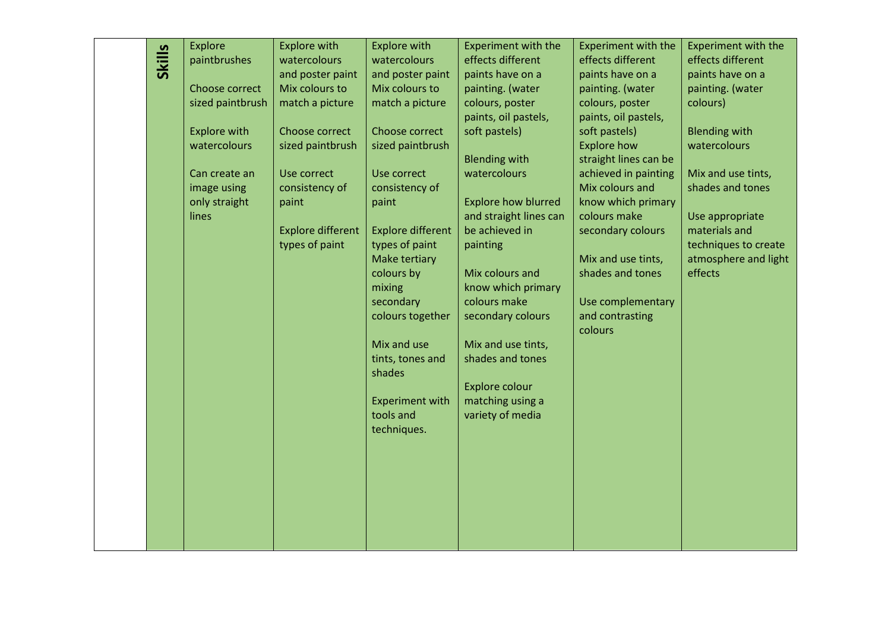| | Skills | | | | | | |
|---|---|---|---|---|---|---|---|
| | | Explore paintbrushes<br><br>Choose correct sized paintbrush<br><br>Explore with watercolours<br><br>Can create an image using only straight lines | Explore with watercolours and poster paint<br>Mix colours to match a picture<br><br>Choose correct sized paintbrush<br><br>Use correct consistency of paint<br><br>Explore different types of paint | Explore with watercolours and poster paint<br>Mix colours to match a picture<br><br>Choose correct sized paintbrush<br><br>Use correct consistency of paint<br><br>Explore different types of paint<br>Make tertiary colours by mixing secondary colours together<br><br>Mix and use tints, tones and shades<br><br>Experiment with tools and techniques. | Experiment with the effects different paints have on a painting. (water colours, poster paints, oil pastels, soft pastels)<br><br>Blending with watercolours<br><br>Explore how blurred and straight lines can be achieved in painting<br><br>Mix colours and know which primary colours make secondary colours<br><br>Mix and use tints, shades and tones<br><br>Explore colour matching using a variety of media | Experiment with the effects different paints have on a painting. (water colours, poster paints, oil pastels, soft pastels)<br>Explore how straight lines can be achieved in painting<br>Mix colours and know which primary colours make secondary colours<br><br>Mix and use tints, shades and tones<br><br>Use complementary and contrasting colours | Experiment with the effects different paints have on a painting. (water colours)<br><br>Blending with watercolours<br><br>Mix and use tints, shades and tones<br><br>Use appropriate materials and techniques to create atmosphere and light effects |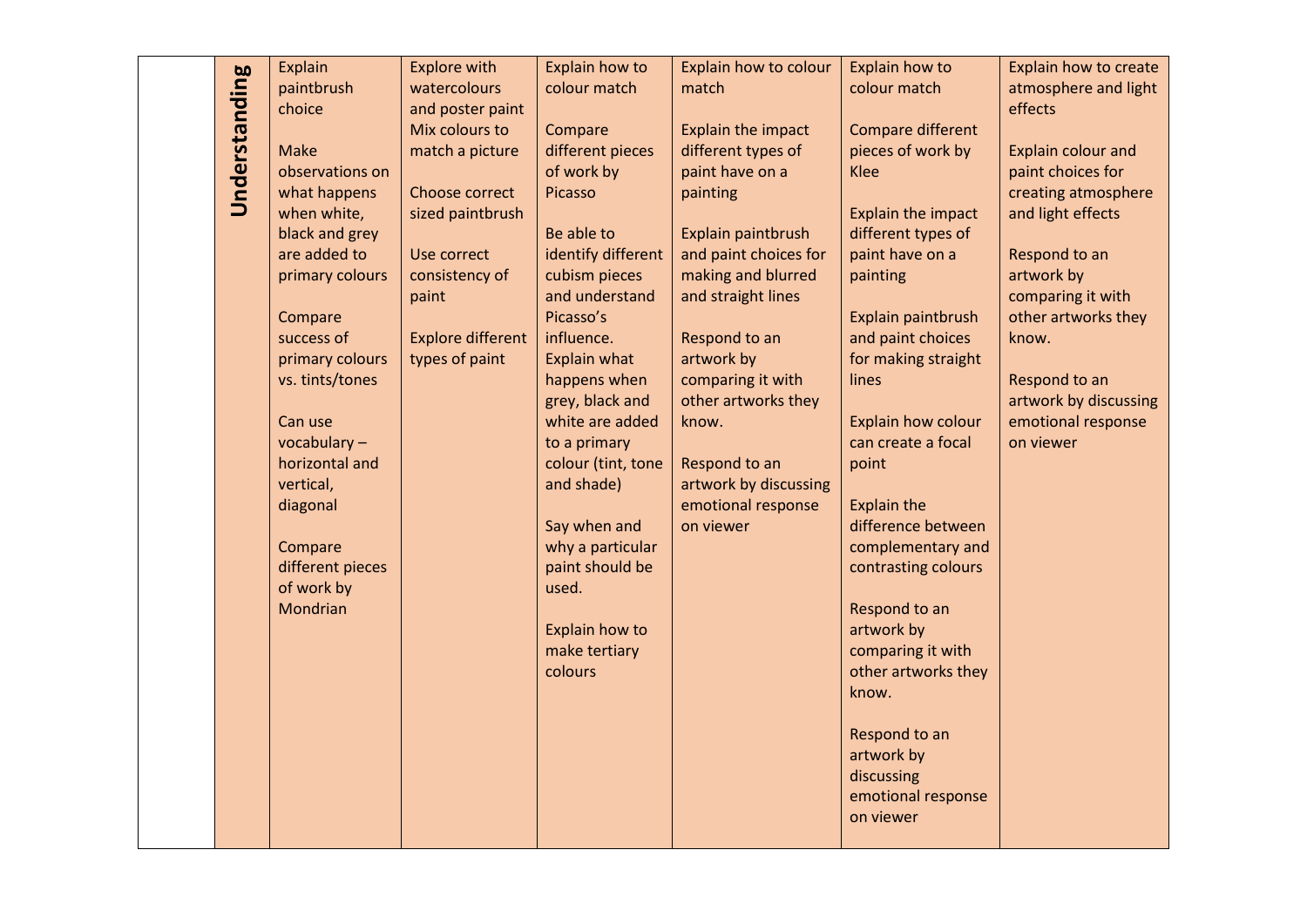|  | **Understanding** | Explain paintbrush choice<br><br>Make observations on what happens when white, black and grey are added to primary colours<br><br>Compare success of primary colours vs. tints/tones<br><br>Can use vocabulary – horizontal and vertical, diagonal<br><br>Compare different pieces of work by Mondrian | Explore with watercolours and poster paint Mix colours to match a picture<br><br>Choose correct sized paintbrush<br><br>Use correct consistency of paint<br><br>Explore different types of paint | Explain how to colour match<br><br>Compare different pieces of work by Picasso<br><br>Be able to identify different cubism pieces and understand Picasso's influence.<br>Explain what happens when grey, black and white are added to a primary colour (tint, tone and shade)<br><br>Say when and why a particular paint should be used.<br><br>Explain how to make tertiary colours | Explain how to colour match<br><br>Explain the impact different types of paint have on a painting<br><br>Explain paintbrush and paint choices for making and blurred and straight lines<br><br>Respond to an artwork by comparing it with other artworks they know.<br><br>Respond to an artwork by discussing emotional response on viewer | Explain how to colour match<br><br>Compare different pieces of work by Klee<br><br>Explain the impact different types of paint have on a painting<br><br>Explain paintbrush and paint choices for making straight lines<br><br>Explain how colour can create a focal point<br><br>Explain the difference between complementary and contrasting colours<br><br>Respond to an artwork by comparing it with other artworks they know.<br><br>Respond to an artwork by discussing emotional response on viewer | Explain how to create atmosphere and light effects<br><br>Explain colour and paint choices for creating atmosphere and light effects<br><br>Respond to an artwork by comparing it with other artworks they know.<br><br>Respond to an artwork by discussing emotional response on viewer |
|---|---|---|---|---|---|---|---|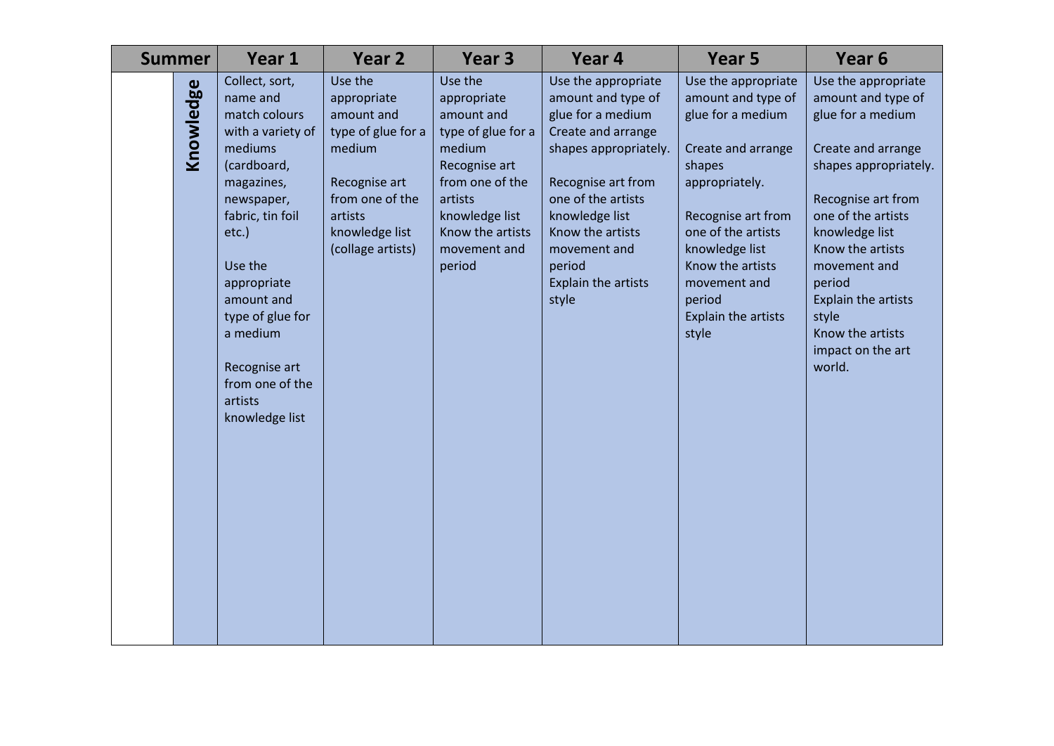| Summer | | Year 1 | Year 2 | Year 3 | Year 4 | Year 5 | Year 6 |
|---|---|---|---|---|---|---|---|
| | Knowledge | Collect, sort, name and match colours with a variety of mediums (cardboard, magazines, newspaper, fabric, tin foil etc.)<br><br>Use the appropriate amount and type of glue for a medium<br><br>Recognise art from one of the artists knowledge list | Use the appropriate amount and type of glue for a medium<br><br>Recognise art from one of the artists knowledge list (collage artists) | Use the appropriate amount and type of glue for a medium<br>Recognise art from one of the artists knowledge list<br>Know the artists movement and period | Use the appropriate amount and type of glue for a medium<br>Create and arrange shapes appropriately.<br><br>Recognise art from one of the artists knowledge list<br>Know the artists movement and period<br>Explain the artists style | Use the appropriate amount and type of glue for a medium<br><br>Create and arrange shapes appropriately.<br><br>Recognise art from one of the artists knowledge list<br>Know the artists movement and period<br>Explain the artists style | Use the appropriate amount and type of glue for a medium<br><br>Create and arrange shapes appropriately.<br><br>Recognise art from one of the artists knowledge list<br>Know the artists movement and period<br>Explain the artists style<br>Know the artists impact on the art world. |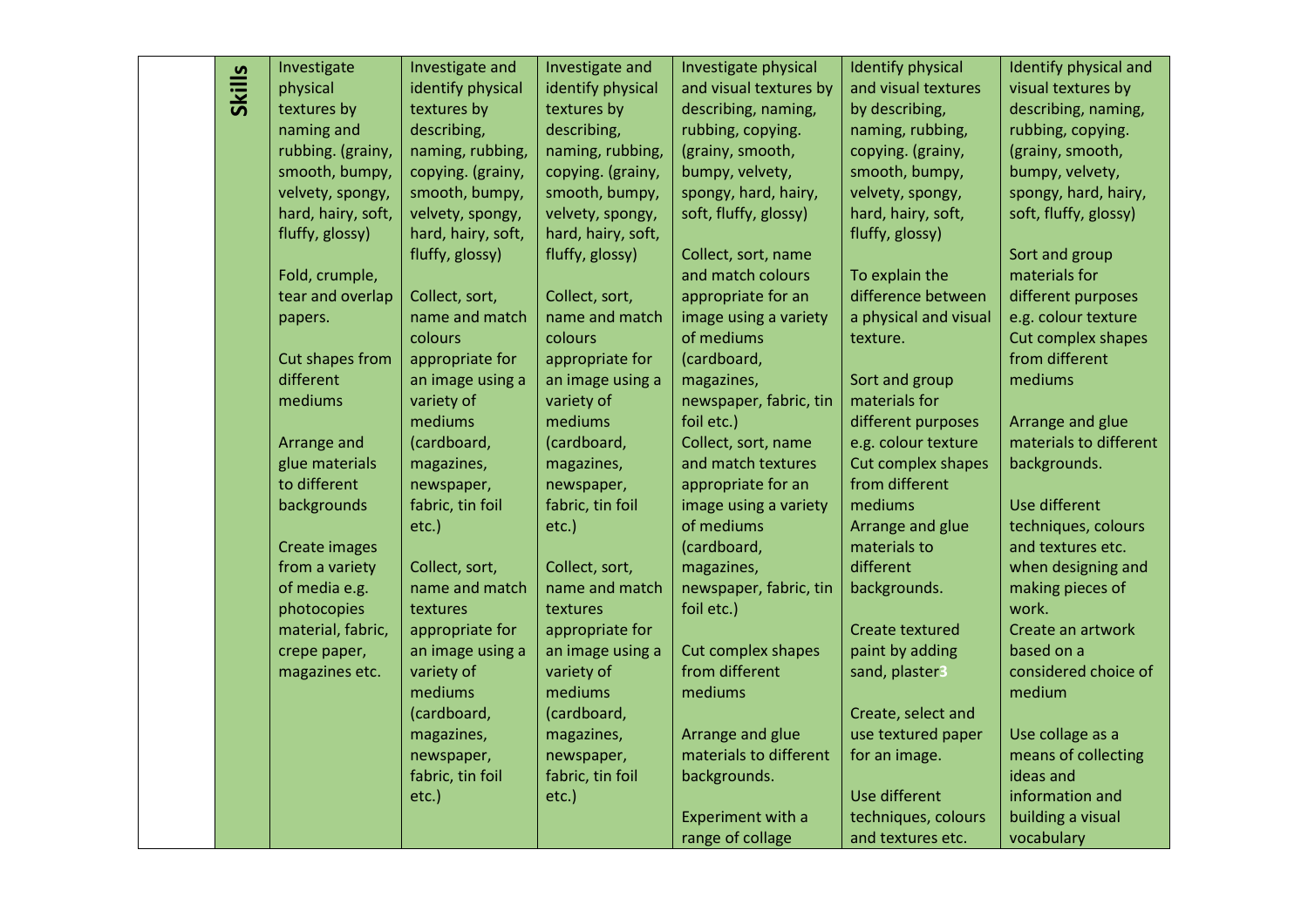| | Skills | Investigate physical textures by naming and rubbing. (grainy, smooth, bumpy, velvety, spongy, hard, hairy, soft, fluffy, glossy)<br><br>Fold, crumple, tear and overlap papers.<br><br>Cut shapes from different mediums<br><br>Arrange and glue materials to different backgrounds<br><br>Create images from a variety of media e.g. photocopies material, fabric, crepe paper, magazines etc. | Investigate and identify physical textures by describing, naming, rubbing, copying. (grainy, smooth, bumpy, velvety, spongy, hard, hairy, soft, fluffy, glossy)<br><br>Collect, sort, name and match colours appropriate for an image using a variety of mediums (cardboard, magazines, newspaper, fabric, tin foil etc.)<br><br>Collect, sort, name and match textures appropriate for an image using a variety of mediums (cardboard, magazines, newspaper, fabric, tin foil etc.) | Investigate and identify physical textures by describing, naming, rubbing, copying. (grainy, smooth, bumpy, velvety, spongy, hard, hairy, soft, fluffy, glossy)<br><br>Collect, sort, name and match colours appropriate for an image using a variety of mediums (cardboard, magazines, newspaper, fabric, tin foil etc.)<br><br>Collect, sort, name and match textures appropriate for an image using a variety of mediums (cardboard, magazines, newspaper, fabric, tin foil etc.) | Investigate physical and visual textures by describing, naming, rubbing, copying. (grainy, smooth, bumpy, velvety, spongy, hard, hairy, soft, fluffy, glossy)<br><br>Collect, sort, name and match colours appropriate for an image using a variety of mediums (cardboard, magazines, newspaper, fabric, tin foil etc.)<br>Collect, sort, name and match textures appropriate for an image using a variety of mediums (cardboard, magazines, newspaper, fabric, tin foil etc.)<br><br>Cut complex shapes from different mediums<br><br>Arrange and glue materials to different backgrounds.<br><br>Experiment with a range of collage | Identify physical and visual textures by describing, naming, rubbing, copying. (grainy, smooth, bumpy, velvety, spongy, hard, hairy, soft, fluffy, glossy)<br><br>To explain the difference between a physical and visual texture.<br><br>Sort and group materials for different purposes e.g. colour texture<br>Cut complex shapes from different mediums<br>Arrange and glue materials to different backgrounds.<br><br>Create textured paint by adding sand, plaster<br><br>Create, select and use textured paper for an image.<br><br>Use different techniques, colours and textures etc. | Identify physical and visual textures by describing, naming, rubbing, copying. (grainy, smooth, bumpy, velvety, spongy, hard, hairy, soft, fluffy, glossy)<br><br>Sort and group materials for different purposes e.g. colour texture<br>Cut complex shapes from different mediums<br><br>Arrange and glue materials to different backgrounds.<br><br>Use different techniques, colours and textures etc. when designing and making pieces of work.<br>Create an artwork based on a considered choice of medium<br><br>Use collage as a means of collecting ideas and information and building a visual vocabulary |
|---|---|---|---|---|---|---|---|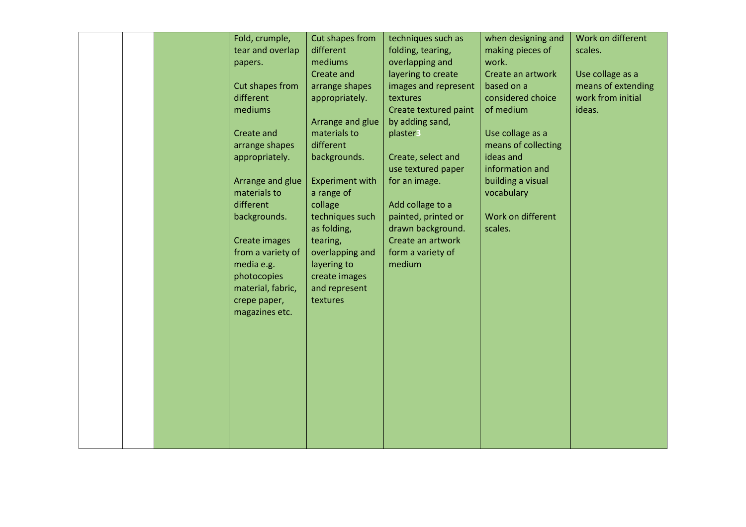| | | | | | | | |
|---|---|---|---|---|---|---|---|
| | | | Fold, crumple, tear and overlap papers.<br><br>Cut shapes from different mediums<br><br>Create and arrange shapes appropriately.<br><br>Arrange and glue materials to different backgrounds.<br><br>Create images from a variety of media e.g. photocopies material, fabric, crepe paper, magazines etc. | Cut shapes from different mediums<br>Create and arrange shapes appropriately.<br><br>Arrange and glue materials to different backgrounds.<br><br>Experiment with a range of collage techniques such as folding, tearing, overlapping and layering to create images and represent textures | techniques such as folding, tearing, overlapping and layering to create images and represent textures<br>Create textured paint by adding sand, plaster3<br><br>Create, select and use textured paper for an image.<br><br>Add collage to a painted, printed or drawn background.<br>Create an artwork form a variety of medium | when designing and making pieces of work.<br>Create an artwork based on a considered choice of medium<br><br>Use collage as a means of collecting ideas and information and building a visual vocabulary<br><br>Work on different scales. | Work on different scales.<br><br>Use collage as a means of extending work from initial ideas. |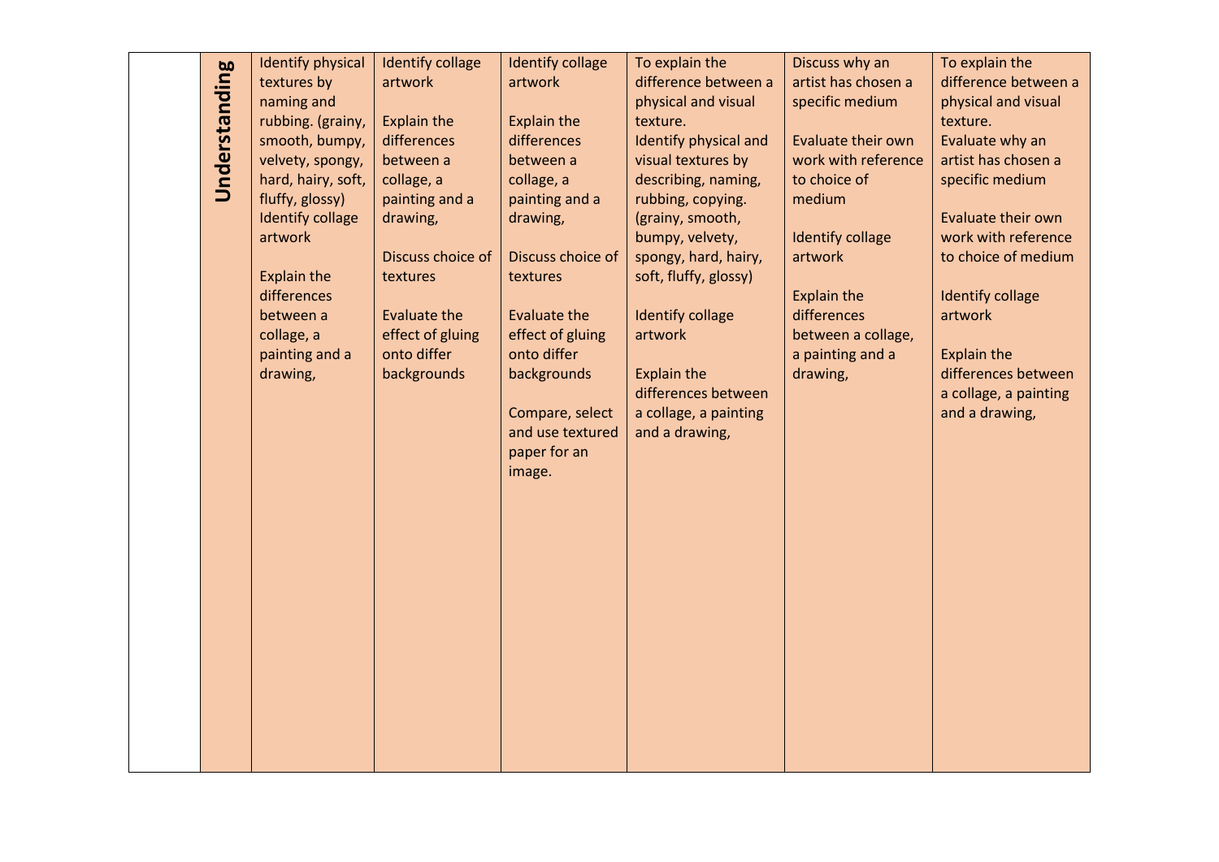| | | | | | | | |
|---|---|---|---|---|---|---|---|
| | **Understanding** | Identify physical textures by naming and rubbing. (grainy, smooth, bumpy, velvety, spongy, hard, hairy, soft, fluffy, glossy)<br>Identify collage artwork<br><br>Explain the differences between a collage, a painting and a drawing, | Identify collage artwork<br><br>Explain the differences between a collage, a painting and a drawing,<br><br>Discuss choice of textures<br><br>Evaluate the effect of gluing onto differ backgrounds | Identify collage artwork<br><br>Explain the differences between a collage, a painting and a drawing,<br><br>Discuss choice of textures<br><br>Evaluate the effect of gluing onto differ backgrounds<br><br>Compare, select and use textured paper for an image. | To explain the difference between a physical and visual texture.<br>Identify physical and visual textures by describing, naming, rubbing, copying. (grainy, smooth, bumpy, velvety, spongy, hard, hairy, soft, fluffy, glossy)<br><br>Identify collage artwork<br><br>Explain the differences between a collage, a painting and a drawing, | Discuss why an artist has chosen a specific medium<br><br>Evaluate their own work with reference to choice of medium<br><br>Identify collage artwork<br><br>Explain the differences between a collage, a painting and a drawing, | To explain the difference between a physical and visual texture.<br>Evaluate why an artist has chosen a specific medium<br><br>Evaluate their own work with reference to choice of medium<br><br>Identify collage artwork<br><br>Explain the differences between a collage, a painting and a drawing, |